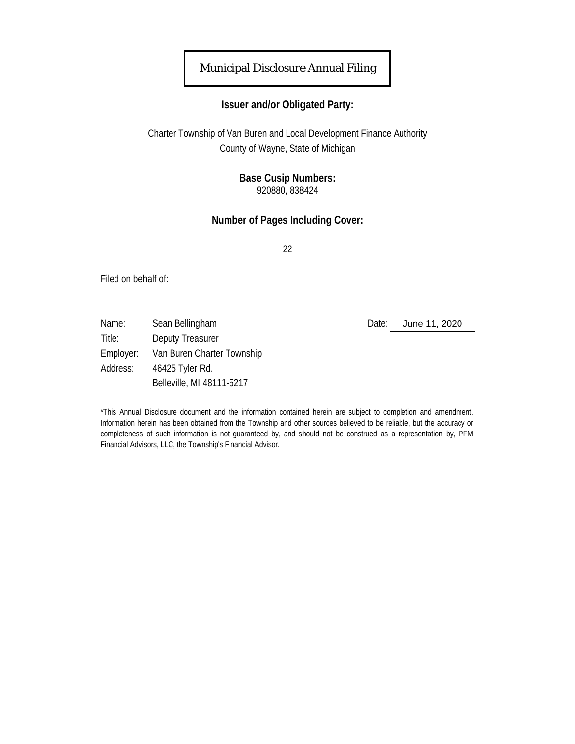# Municipal Disclosure Annual Filing

**Issuer and/or Obligated Party:**

Charter Township of Van Buren and Local Development Finance Authority
County of Wayne, State of Michigan

**Base Cusip Numbers:**
920880, 838424

**Number of Pages Including Cover:**

22

Filed on behalf of:

| | | | |
|---|---|---|---|
| Name: | Sean Bellingham | Date: | June 11, 2020 |
| Title: | Deputy Treasurer | | |
| Employer: | Van Buren Charter Township | | |
| Address: | 46425 Tyler Rd. | | |
| | Belleville, MI 48111-5217 | | |

*This Annual Disclosure document and the information contained herein are subject to completion and amendment. Information herein has been obtained from the Township and other sources believed to be reliable, but the accuracy or completeness of such information is not guaranteed by, and should not be construed as a representation by, PFM Financial Advisors, LLC, the Township's Financial Advisor.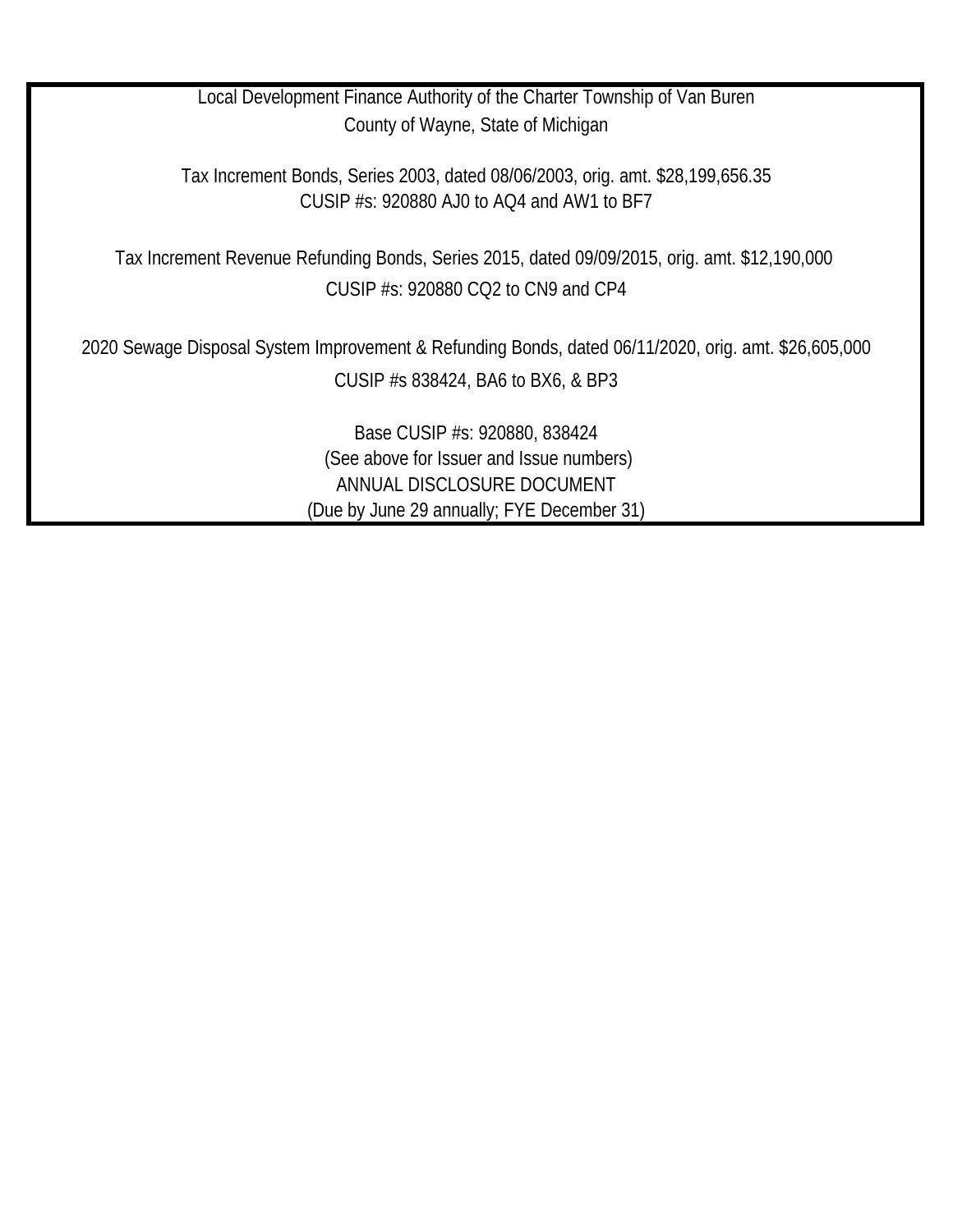Local Development Finance Authority of the Charter Township of Van Buren
County of Wayne, State of Michigan

Tax Increment Bonds, Series 2003, dated 08/06/2003, orig. amt. $28,199,656.35
CUSIP #s: 920880 AJ0 to AQ4 and AW1 to BF7

Tax Increment Revenue Refunding Bonds, Series 2015, dated 09/09/2015, orig. amt. $12,190,000
CUSIP #s: 920880 CQ2 to CN9 and CP4

2020 Sewage Disposal System Improvement & Refunding Bonds, dated 06/11/2020, orig. amt. $26,605,000
CUSIP #s 838424, BA6 to BX6, & BP3

Base CUSIP #s: 920880, 838424
(See above for Issuer and Issue numbers)
ANNUAL DISCLOSURE DOCUMENT
(Due by June 29 annually; FYE December 31)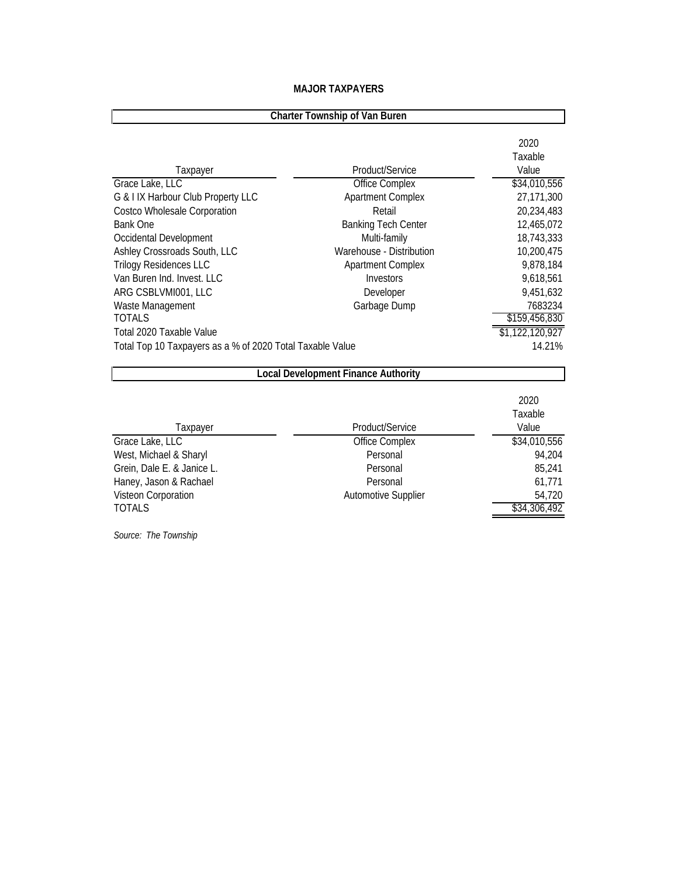**MAJOR TAXPAYERS**

**Charter Township of Van Buren**

| Taxpayer | Product/Service | 2020 Taxable Value |
|---|---|---|
| Grace Lake, LLC | Office Complex | $34,010,556 |
| G & I IX Harbour Club Property LLC | Apartment Complex | 27,171,300 |
| Costco Wholesale Corporation | Retail | 20,234,483 |
| Bank One | Banking Tech Center | 12,465,072 |
| Occidental Development | Multi-family | 18,743,333 |
| Ashley Crossroads South, LLC | Warehouse - Distribution | 10,200,475 |
| Trilogy Residences LLC | Apartment Complex | 9,878,184 |
| Van Buren Ind. Invest. LLC | Investors | 9,618,561 |
| ARG CSBLVMI001, LLC | Developer | 9,451,632 |
| Waste Management | Garbage Dump | 7683234 |
| TOTALS | | $159,456,830 |
| Total 2020 Taxable Value | | $1,122,120,927 |
| Total Top 10 Taxpayers as a % of 2020 Total Taxable Value | | 14.21% |

**Local Development Finance Authority**

| Taxpayer | Product/Service | 2020 Taxable Value |
|---|---|---|
| Grace Lake, LLC | Office Complex | $34,010,556 |
| West, Michael & Sharyl | Personal | 94,204 |
| Grein, Dale E. & Janice L. | Personal | 85,241 |
| Haney, Jason & Rachael | Personal | 61,771 |
| Visteon Corporation | Automotive Supplier | 54,720 |
| TOTALS | | $34,306,492 |

*Source: The Township*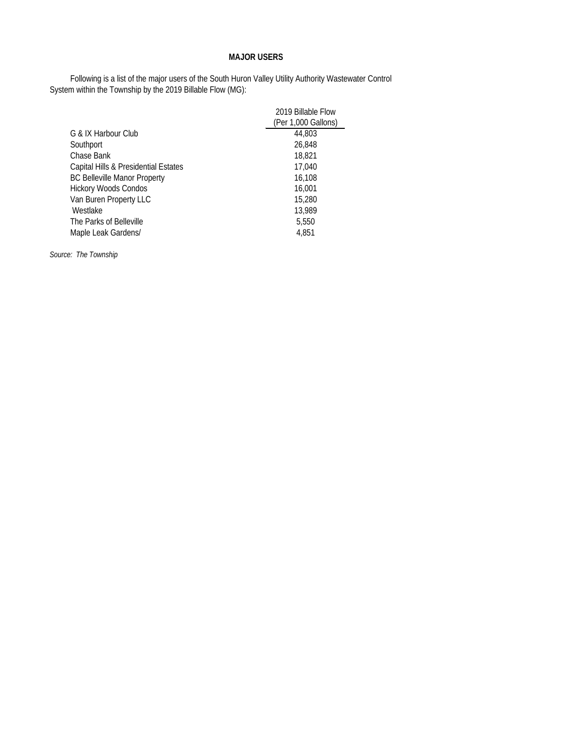**MAJOR USERS**

Following is a list of the major users of the South Huron Valley Utility Authority Wastewater Control System within the Township by the 2019 Billable Flow (MG):

| | 2019 Billable Flow (Per 1,000 Gallons) |
|---|---|
| G & IX Harbour Club | 44,803 |
| Southport | 26,848 |
| Chase Bank | 18,821 |
| Capital Hills & Presidential Estates | 17,040 |
| BC Belleville Manor Property | 16,108 |
| Hickory Woods Condos | 16,001 |
| Van Buren Property LLC | 15,280 |
| Westlake | 13,989 |
| The Parks of Belleville | 5,550 |
| Maple Leak Gardens/ | 4,851 |

*Source: The Township*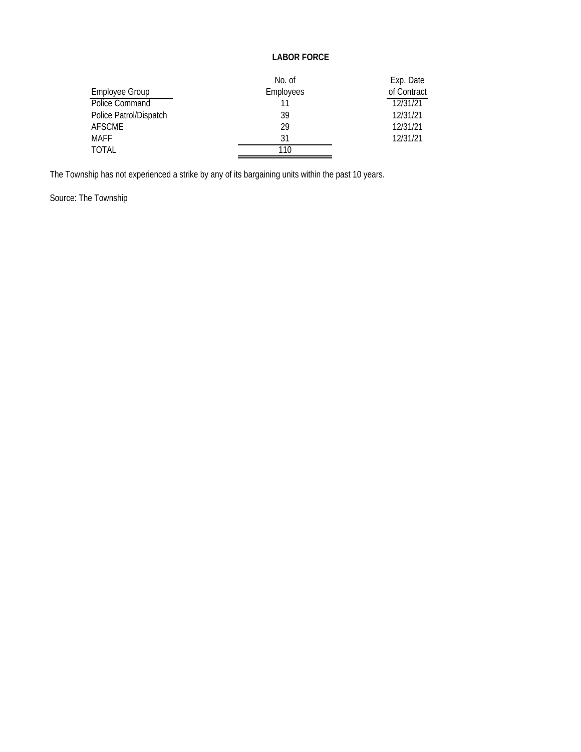## LABOR FORCE

| Employee Group | No. of Employees | Exp. Date of Contract |
|---|---|---|
| Police Command | 11 | 12/31/21 |
| Police Patrol/Dispatch | 39 | 12/31/21 |
| AFSCME | 29 | 12/31/21 |
| MAFF | 31 | 12/31/21 |
| TOTAL | 110 | |

The Township has not experienced a strike by any of its bargaining units within the past 10 years.

Source: The Township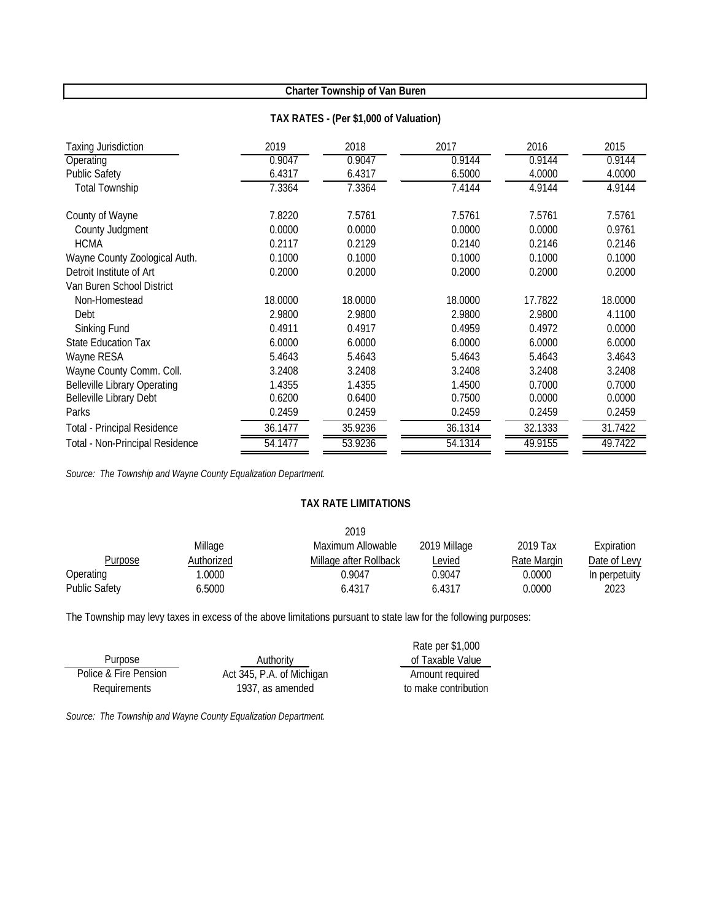## Charter Township of Van Buren

### TAX RATES - (Per $1,000 of Valuation)

| Taxing Jurisdiction | 2019 | 2018 | 2017 | 2016 | 2015 |
|---|---|---|---|---|---|
| Operating | 0.9047 | 0.9047 | 0.9144 | 0.9144 | 0.9144 |
| Public Safety | 6.4317 | 6.4317 | 6.5000 | 4.0000 | 4.0000 |
| Total Township | 7.3364 | 7.3364 | 7.4144 | 4.9144 | 4.9144 |
| County of Wayne | 7.8220 | 7.5761 | 7.5761 | 7.5761 | 7.5761 |
| County Judgment | 0.0000 | 0.0000 | 0.0000 | 0.0000 | 0.9761 |
| HCMA | 0.2117 | 0.2129 | 0.2140 | 0.2146 | 0.2146 |
| Wayne County Zoological Auth. | 0.1000 | 0.1000 | 0.1000 | 0.1000 | 0.1000 |
| Detroit Institute of Art | 0.2000 | 0.2000 | 0.2000 | 0.2000 | 0.2000 |
| Van Buren School District | | | | | |
| Non-Homestead | 18.0000 | 18.0000 | 18.0000 | 17.7822 | 18.0000 |
| Debt | 2.9800 | 2.9800 | 2.9800 | 2.9800 | 4.1100 |
| Sinking Fund | 0.4911 | 0.4917 | 0.4959 | 0.4972 | 0.0000 |
| State Education Tax | 6.0000 | 6.0000 | 6.0000 | 6.0000 | 6.0000 |
| Wayne RESA | 5.4643 | 5.4643 | 5.4643 | 5.4643 | 3.4643 |
| Wayne County Comm. Coll. | 3.2408 | 3.2408 | 3.2408 | 3.2408 | 3.2408 |
| Belleville Library Operating | 1.4355 | 1.4355 | 1.4500 | 0.7000 | 0.7000 |
| Belleville Library Debt | 0.6200 | 0.6400 | 0.7500 | 0.0000 | 0.0000 |
| Parks | 0.2459 | 0.2459 | 0.2459 | 0.2459 | 0.2459 |
| Total - Principal Residence | 36.1477 | 35.9236 | 36.1314 | 32.1333 | 31.7422 |
| Total - Non-Principal Residence | 54.1477 | 53.9236 | 54.1314 | 49.9155 | 49.7422 |

*Source: The Township and Wayne County Equalization Department.*

### TAX RATE LIMITATIONS

| Purpose | Millage Authorized | 2019 Maximum Allowable Millage after Rollback | 2019 Millage Levied | 2019 Tax Rate Margin | Expiration Date of Levy |
|---|---|---|---|---|---|
| Operating | 1.0000 | 0.9047 | 0.9047 | 0.0000 | In perpetuity |
| Public Safety | 6.5000 | 6.4317 | 6.4317 | 0.0000 | 2023 |

The Township may levy taxes in excess of the above limitations pursuant to state law for the following purposes:

| Purpose | Authority | Rate per $1,000 of Taxable Value |
|---|---|---|
| Police & Fire Pension Requirements | Act 345, P.A. of Michigan 1937, as amended | Amount required to make contribution |

*Source: The Township and Wayne County Equalization Department.*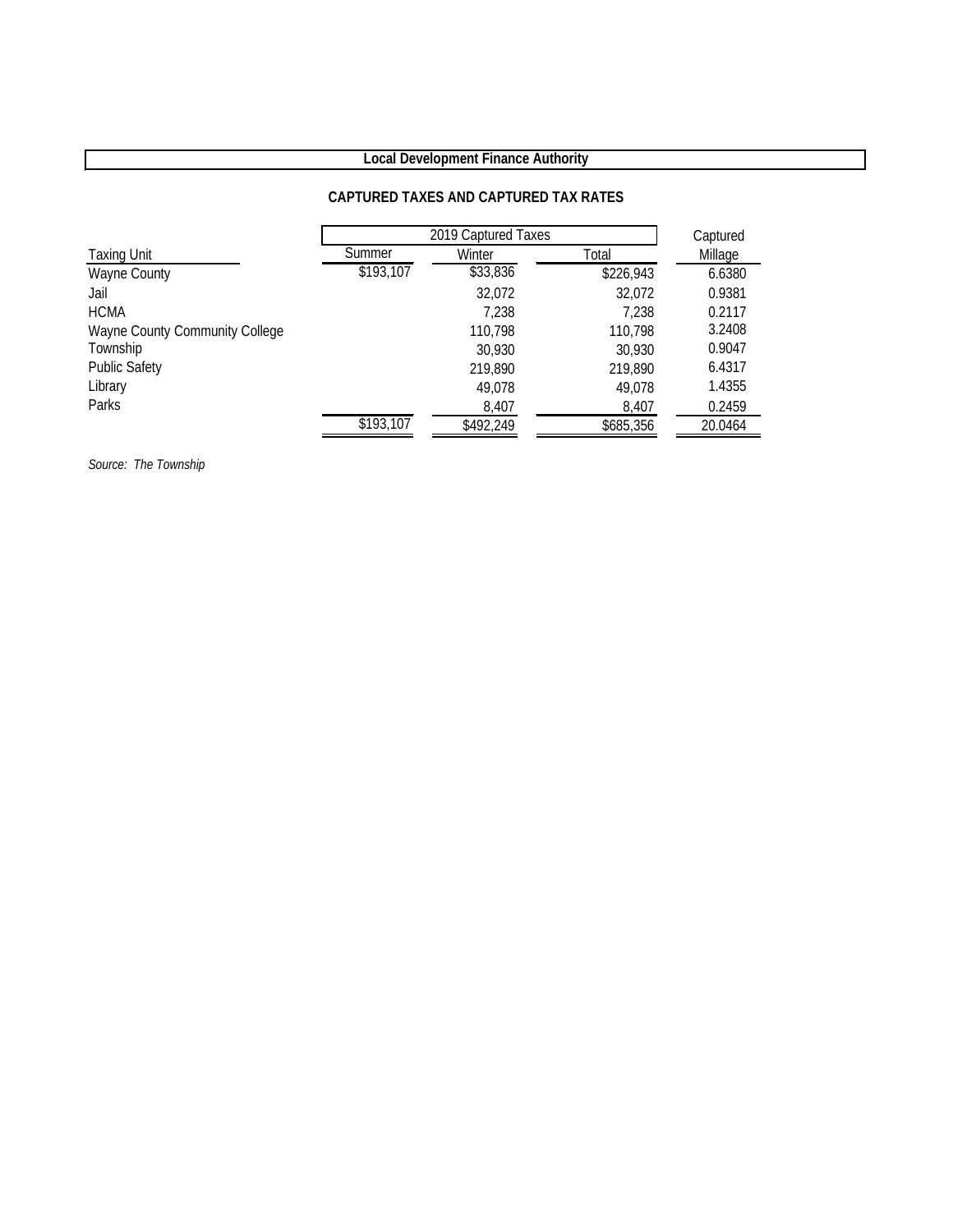# Local Development Finance Authority

## CAPTURED TAXES AND CAPTURED TAX RATES

| Taxing Unit | 2019 Captured Taxes Summer | Winter | Total | Captured Millage |
|---|---|---|---|---|
| Wayne County | $193,107 | $33,836 | $226,943 | 6.6380 |
| Jail | | 32,072 | 32,072 | 0.9381 |
| HCMA | | 7,238 | 7,238 | 0.2117 |
| Wayne County Community College | | 110,798 | 110,798 | 3.2408 |
| Township | | 30,930 | 30,930 | 0.9047 |
| Public Safety | | 219,890 | 219,890 | 6.4317 |
| Library | | 49,078 | 49,078 | 1.4355 |
| Parks | | 8,407 | 8,407 | 0.2459 |
| | $193,107 | $492,249 | $685,356 | 20.0464 |

*Source: The Township*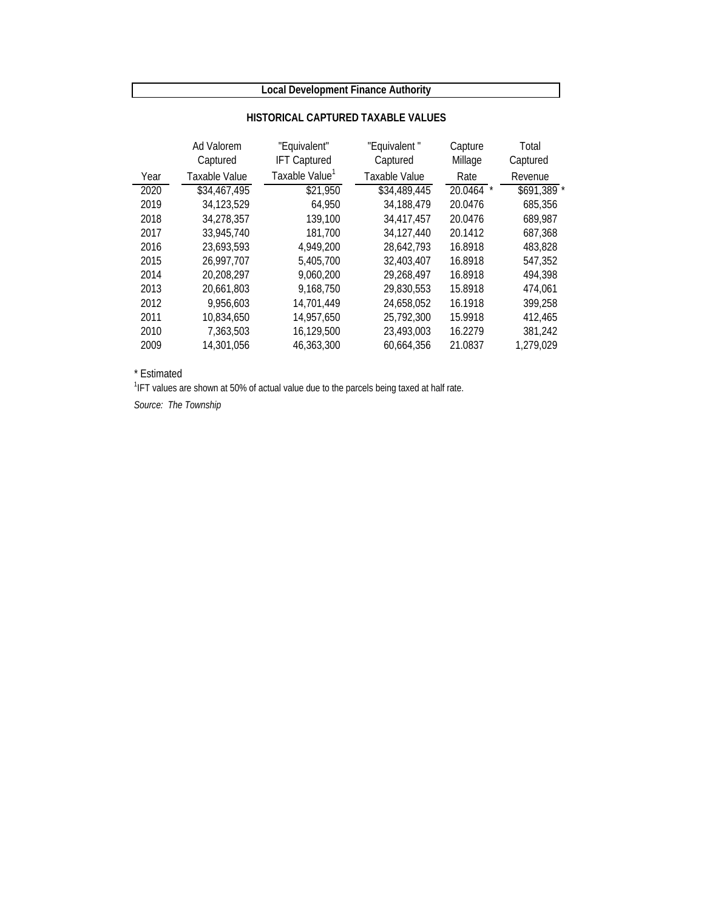**Local Development Finance Authority**

## HISTORICAL CAPTURED TAXABLE VALUES

| Year | Ad Valorem Captured Taxable Value | "Equivalent" IFT Captured Taxable Value[1] | "Equivalent " Captured Taxable Value | Capture Millage Rate | Total Captured Revenue |
|---|---|---|---|---|---|
| 2020 | $34,467,495 | $21,950 | $34,489,445 | 20.0464 * | $691,389 * |
| 2019 | 34,123,529 | 64,950 | 34,188,479 | 20.0476 | 685,356 |
| 2018 | 34,278,357 | 139,100 | 34,417,457 | 20.0476 | 689,987 |
| 2017 | 33,945,740 | 181,700 | 34,127,440 | 20.1412 | 687,368 |
| 2016 | 23,693,593 | 4,949,200 | 28,642,793 | 16.8918 | 483,828 |
| 2015 | 26,997,707 | 5,405,700 | 32,403,407 | 16.8918 | 547,352 |
| 2014 | 20,208,297 | 9,060,200 | 29,268,497 | 16.8918 | 494,398 |
| 2013 | 20,661,803 | 9,168,750 | 29,830,553 | 15.8918 | 474,061 |
| 2012 | 9,956,603 | 14,701,449 | 24,658,052 | 16.1918 | 399,258 |
| 2011 | 10,834,650 | 14,957,650 | 25,792,300 | 15.9918 | 412,465 |
| 2010 | 7,363,503 | 16,129,500 | 23,493,003 | 16.2279 | 381,242 |
| 2009 | 14,301,056 | 46,363,300 | 60,664,356 | 21.0837 | 1,279,029 |

\* Estimated

[1]IFT values are shown at 50% of actual value due to the parcels being taxed at half rate.

*Source: The Township*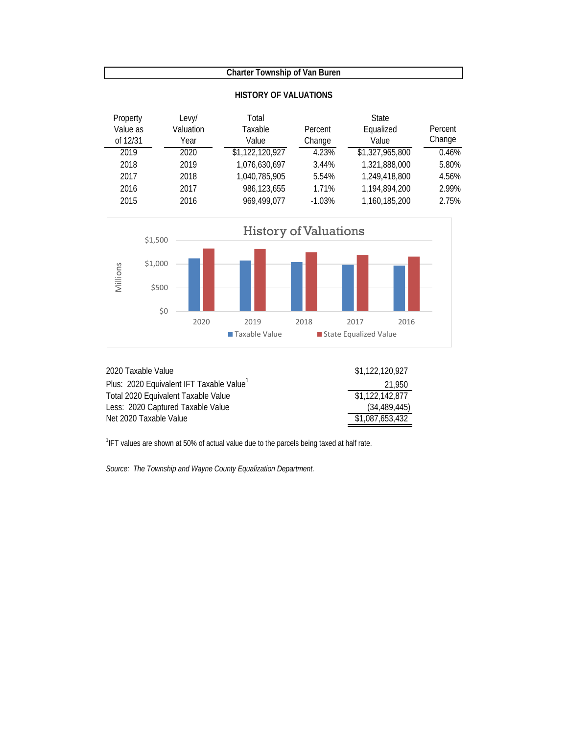**Charter Township of Van Buren**

## HISTORY OF VALUATIONS

| Property Value as of 12/31 | Levy/ Valuation Year | Total Taxable Value | Percent Change | State Equalized Value | Percent Change |
|---|---|---|---|---|---|
| 2019 | 2020 | $1,122,120,927 | 4.23% | $1,327,965,800 | 0.46% |
| 2018 | 2019 | 1,076,630,697 | 3.44% | 1,321,888,000 | 5.80% |
| 2017 | 2018 | 1,040,785,905 | 5.54% | 1,249,418,800 | 4.56% |
| 2016 | 2017 | 986,123,655 | 1.71% | 1,194,894,200 | 2.99% |
| 2015 | 2016 | 969,499,077 | -1.03% | 1,160,185,200 | 2.75% |

History of Valuations

| | |
|---|---|
| 2020 Taxable Value | $1,122,120,927 |
| Plus: 2020 Equivalent IFT Taxable Value[1] | 21,950 |
| Total 2020 Equivalent Taxable Value | $1,122,142,877 |
| Less: 2020 Captured Taxable Value | (34,489,445) |
| Net 2020 Taxable Value | $1,087,653,432 |

[1]IFT values are shown at 50% of actual value due to the parcels being taxed at half rate.

*Source: The Township and Wayne County Equalization Department.*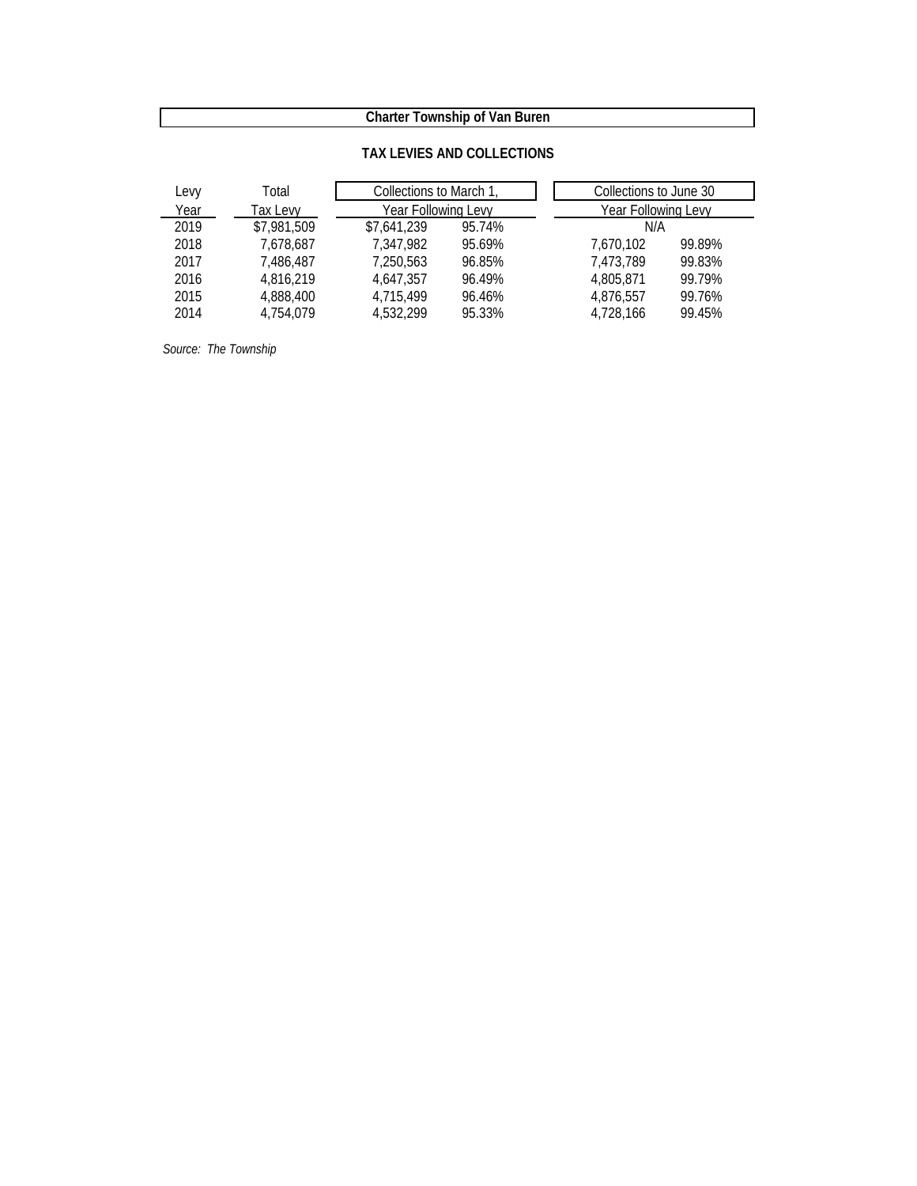**Charter Township of Van Buren**

**TAX LEVIES AND COLLECTIONS**

| Levy Year | Total Tax Levy | Collections to March 1, Year Following Levy | | Collections to June 30 Year Following Levy | |
|---|---|---|---|---|---|
| 2019 | $7,981,509 | $7,641,239 | 95.74% | N/A | |
| 2018 | 7,678,687 | 7,347,982 | 95.69% | 7,670,102 | 99.89% |
| 2017 | 7,486,487 | 7,250,563 | 96.85% | 7,473,789 | 99.83% |
| 2016 | 4,816,219 | 4,647,357 | 96.49% | 4,805,871 | 99.79% |
| 2015 | 4,888,400 | 4,715,499 | 96.46% | 4,876,557 | 99.76% |
| 2014 | 4,754,079 | 4,532,299 | 95.33% | 4,728,166 | 99.45% |

*Source: The Township*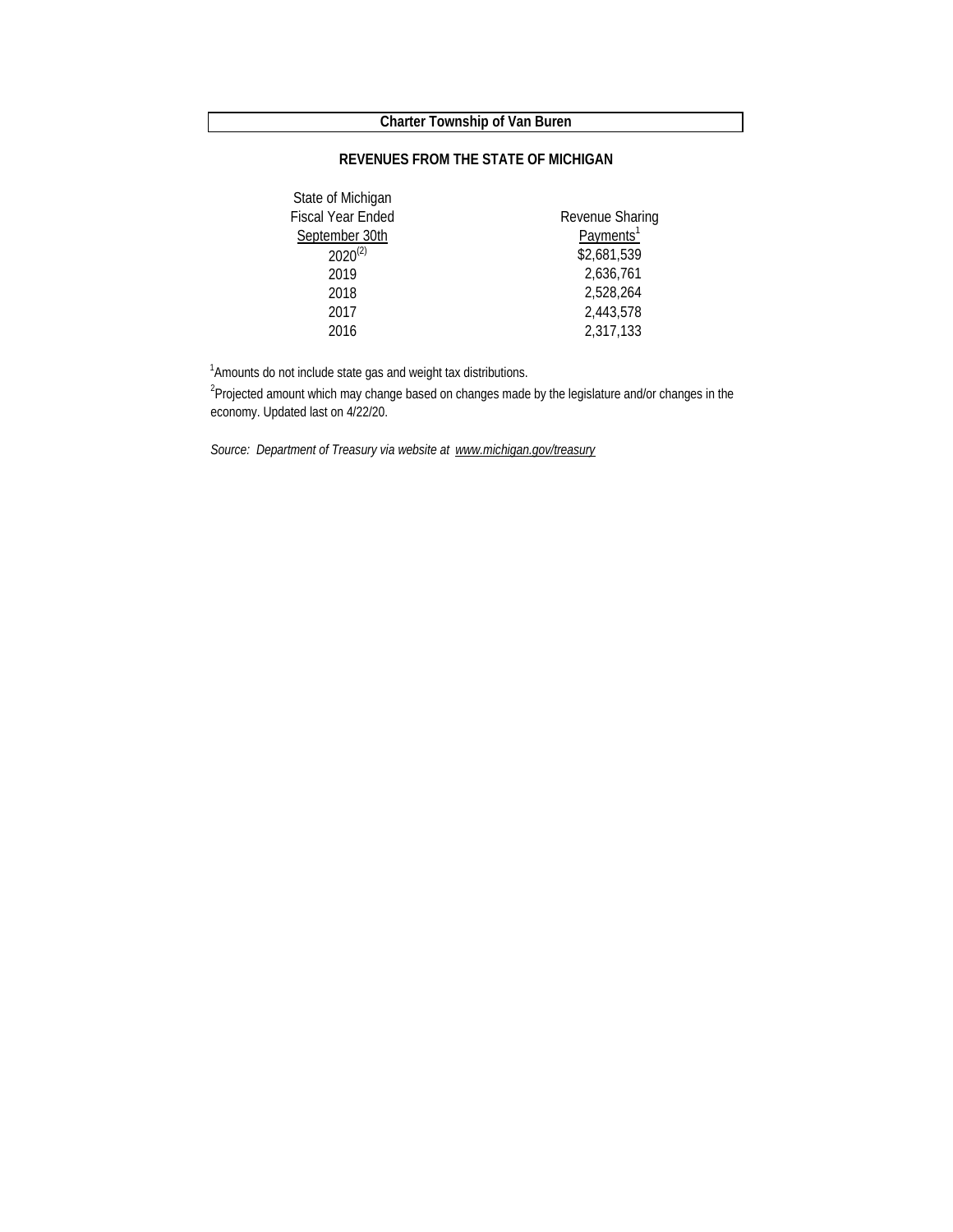**Charter Township of Van Buren**

## REVENUES FROM THE STATE OF MICHIGAN

| State of Michigan Fiscal Year Ended September 30th | Revenue Sharing Payments[1] |
|---|---|
| 2020[(2)] | $2,681,539 |
| 2019 | 2,636,761 |
| 2018 | 2,528,264 |
| 2017 | 2,443,578 |
| 2016 | 2,317,133 |

[1]Amounts do not include state gas and weight tax distributions.

[2]Projected amount which may change based on changes made by the legislature and/or changes in the economy. Updated last on 4/22/20.

*Source: Department of Treasury via website at www.michigan.gov/treasury*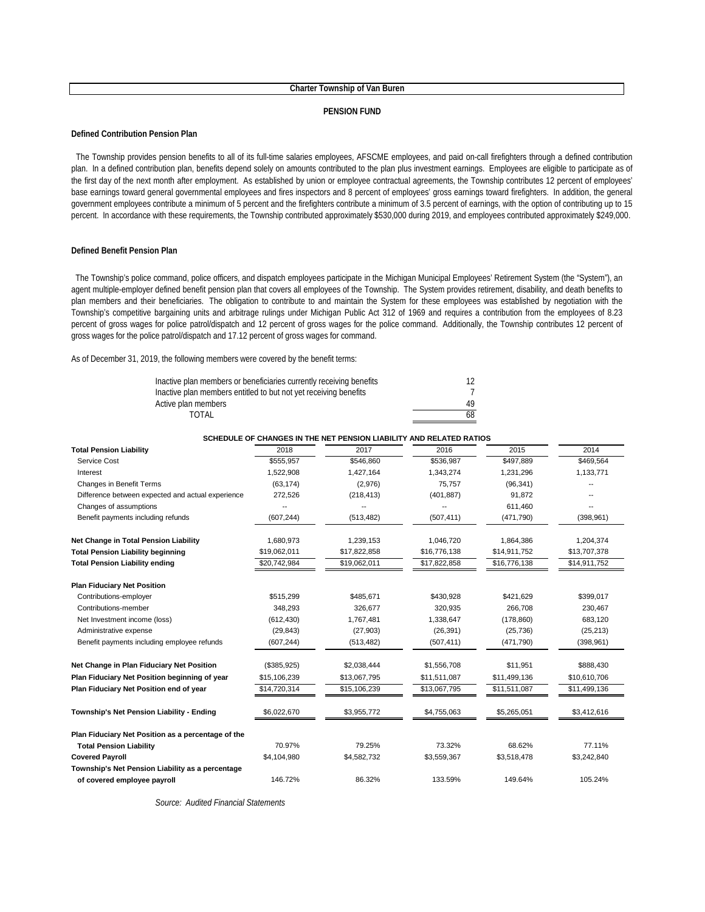**Charter Township of Van Buren**

## PENSION FUND

### Defined Contribution Pension Plan

The Township provides pension benefits to all of its full-time salaries employees, AFSCME employees, and paid on-call firefighters through a defined contribution plan. In a defined contribution plan, benefits depend solely on amounts contributed to the plan plus investment earnings. Employees are eligible to participate as of the first day of the next month after employment. As established by union or employee contractual agreements, the Township contributes 12 percent of employees' base earnings toward general governmental employees and fires inspectors and 8 percent of employees' gross earnings toward firefighters. In addition, the general government employees contribute a minimum of 5 percent and the firefighters contribute a minimum of 3.5 percent of earnings, with the option of contributing up to 15 percent. In accordance with these requirements, the Township contributed approximately $530,000 during 2019, and employees contributed approximately $249,000.

### Defined Benefit Pension Plan

The Township's police command, police officers, and dispatch employees participate in the Michigan Municipal Employees' Retirement System (the "System"), an agent multiple-employer defined benefit pension plan that covers all employees of the Township. The System provides retirement, disability, and death benefits to plan members and their beneficiaries. The obligation to contribute to and maintain the System for these employees was established by negotiation with the Township's competitive bargaining units and arbitrage rulings under Michigan Public Act 312 of 1969 and requires a contribution from the employees of 8.23 percent of gross wages for police patrol/dispatch and 12 percent of gross wages for the police command. Additionally, the Township contributes 12 percent of gross wages for the police patrol/dispatch and 17.12 percent of gross wages for command.

As of December 31, 2019, the following members were covered by the benefit terms:

| | |
|---|---|
| Inactive plan members or beneficiaries currently receiving benefits | 12 |
| Inactive plan members entitled to but not yet receiving benefits | 7 |
| Active plan members | 49 |
| TOTAL | 68 |

**SCHEDULE OF CHANGES IN THE NET PENSION LIABILITY AND RELATED RATIOS**

| **Total Pension Liability** | 2018 | 2017 | 2016 | 2015 | 2014 |
|---|---|---|---|---|---|
| Service Cost | $555,957 | $546,860 | $536,987 | $497,889 | $469,564 |
| Interest | 1,522,908 | 1,427,164 | 1,343,274 | 1,231,296 | 1,133,771 |
| Changes in Benefit Terms | (63,174) | (2,976) | 75,757 | (96,341) | -- |
| Difference between expected and actual experience | 272,526 | (218,413) | (401,887) | 91,872 | -- |
| Changes of assumptions | -- | -- | -- | 611,460 | -- |
| Benefit payments including refunds | (607,244) | (513,482) | (507,411) | (471,790) | (398,961) |
| **Net Change in Total Pension Liability** | 1,680,973 | 1,239,153 | 1,046,720 | 1,864,386 | 1,204,374 |
| **Total Pension Liability beginning** | $19,062,011 | $17,822,858 | $16,776,138 | $14,911,752 | $13,707,378 |
| **Total Pension Liability ending** | $20,742,984 | $19,062,011 | $17,822,858 | $16,776,138 | $14,911,752 |
| **Plan Fiduciary Net Position** | | | | | |
| Contributions-employer | $515,299 | $485,671 | $430,928 | $421,629 | $399,017 |
| Contributions-member | 348,293 | 326,677 | 320,935 | 266,708 | 230,467 |
| Net Investment income (loss) | (612,430) | 1,767,481 | 1,338,647 | (178,860) | 683,120 |
| Administrative expense | (29,843) | (27,903) | (26,391) | (25,736) | (25,213) |
| Benefit payments including employee refunds | (607,244) | (513,482) | (507,411) | (471,790) | (398,961) |
| **Net Change in Plan Fiduciary Net Position** | ($385,925) | $2,038,444 | $1,556,708 | $11,951 | $888,430 |
| **Plan Fiduciary Net Position beginning of year** | $15,106,239 | $13,067,795 | $11,511,087 | $11,499,136 | $10,610,706 |
| **Plan Fiduciary Net Position end of year** | $14,720,314 | $15,106,239 | $13,067,795 | $11,511,087 | $11,499,136 |
| **Township's Net Pension Liability - Ending** | $6,022,670 | $3,955,772 | $4,755,063 | $5,265,051 | $3,412,616 |
| **Plan Fiduciary Net Position as a percentage of the Total Pension Liability** | 70.97% | 79.25% | 73.32% | 68.62% | 77.11% |
| **Covered Payroll** | $4,104,980 | $4,582,732 | $3,559,367 | $3,518,478 | $3,242,840 |
| **Township's Net Pension Liability as a percentage of covered employee payroll** | 146.72% | 86.32% | 133.59% | 149.64% | 105.24% |

*Source: Audited Financial Statements*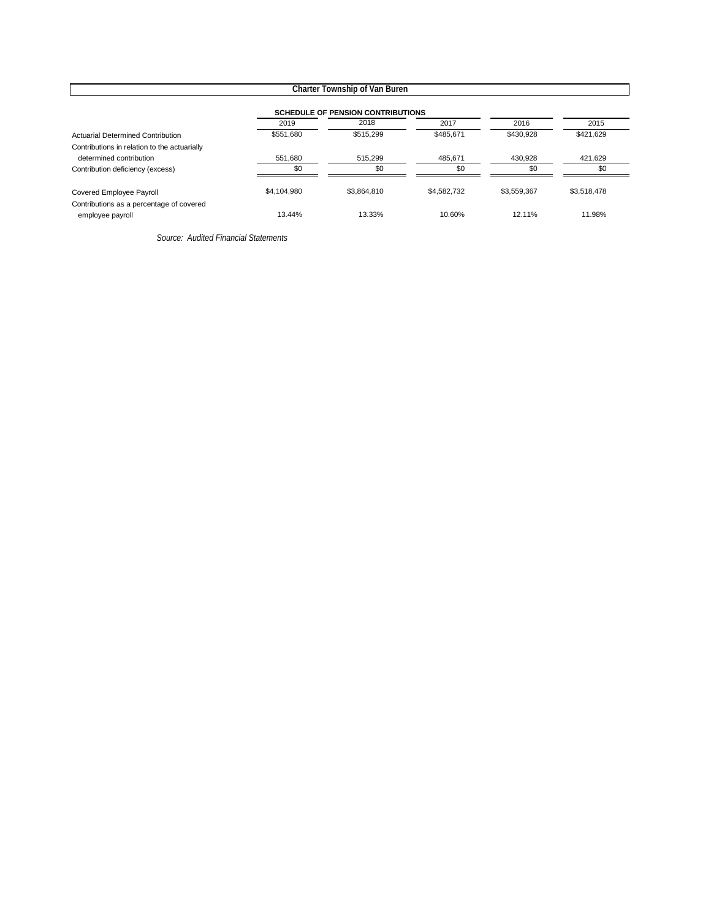## Charter Township of Van Buren

### SCHEDULE OF PENSION CONTRIBUTIONS

| | 2019 | 2018 | 2017 | 2016 | 2015 |
|---|---|---|---|---|---|
| Actuarial Determined Contribution | $551,680 | $515,299 | $485,671 | $430,928 | $421,629 |
| Contributions in relation to the actuarially determined contribution | 551,680 | 515,299 | 485,671 | 430,928 | 421,629 |
| Contribution deficiency (excess) | $0 | $0 | $0 | $0 | $0 |
| Covered Employee Payroll | $4,104,980 | $3,864,810 | $4,582,732 | $3,559,367 | $3,518,478 |
| Contributions as a percentage of covered employee payroll | 13.44% | 13.33% | 10.60% | 12.11% | 11.98% |

*Source: Audited Financial Statements*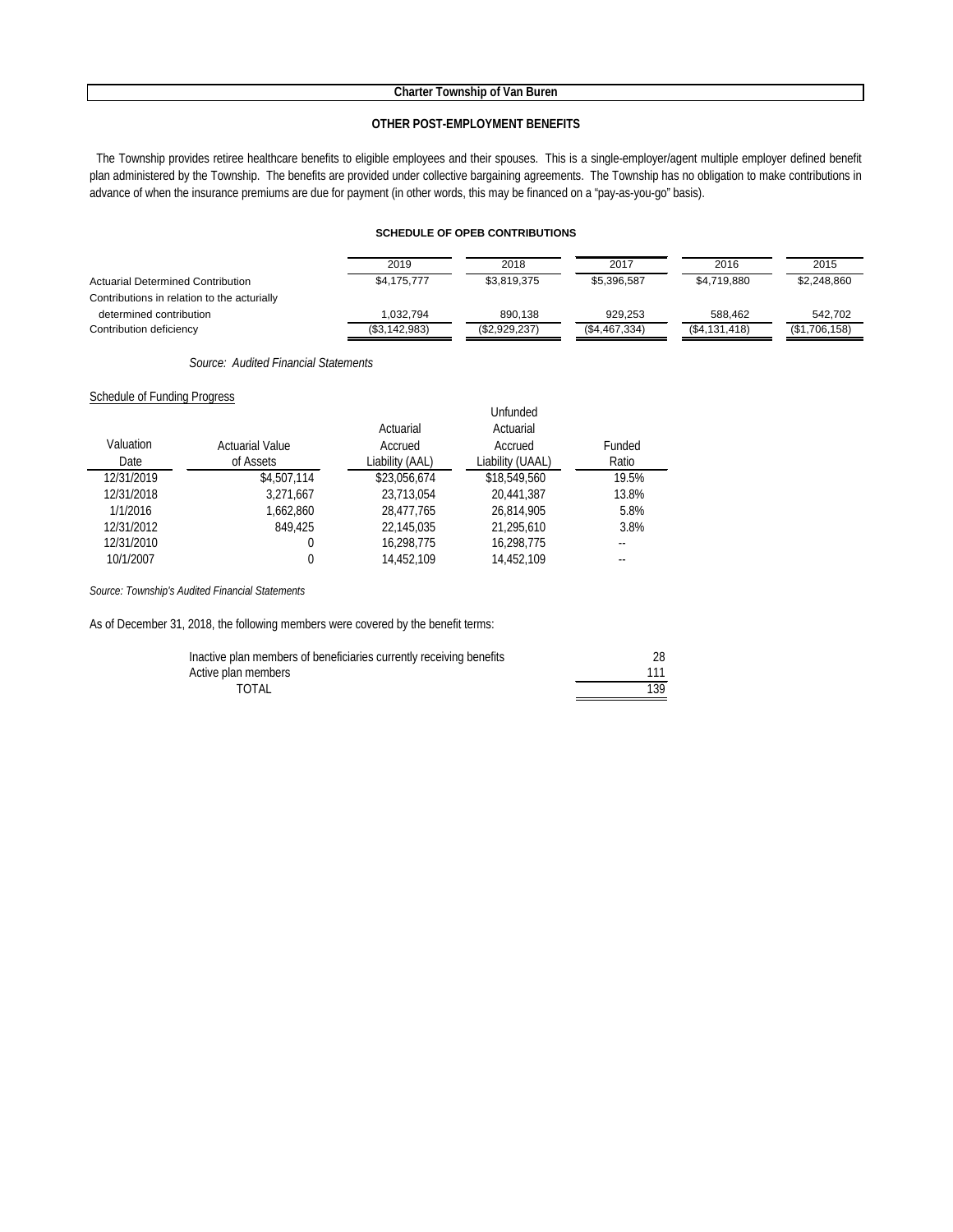**Charter Township of Van Buren**

## OTHER POST-EMPLOYMENT BENEFITS

The Township provides retiree healthcare benefits to eligible employees and their spouses. This is a single-employer/agent multiple employer defined benefit plan administered by the Township. The benefits are provided under collective bargaining agreements. The Township has no obligation to make contributions in advance of when the insurance premiums are due for payment (in other words, this may be financed on a "pay-as-you-go" basis).

### SCHEDULE OF OPEB CONTRIBUTIONS

| | 2019 | 2018 | 2017 | 2016 | 2015 |
|---|---|---|---|---|---|
| Actuarial Determined Contribution | $4,175,777 | $3,819,375 | $5,396,587 | $4,719,880 | $2,248,860 |
| Contributions in relation to the acturially determined contribution | 1,032,794 | 890,138 | 929,253 | 588,462 | 542,702 |
| Contribution deficiency | ($3,142,983) | ($2,929,237) | ($4,467,334) | ($4,131,418) | ($1,706,158) |

*Source: Audited Financial Statements*

Schedule of Funding Progress

| Valuation Date | Actuarial Value of Assets | Actuarial Accrued Liability (AAL) | Unfunded Actuarial Accrued Liability (UAAL) | Funded Ratio |
|---|---|---|---|---|
| 12/31/2019 | $4,507,114 | $23,056,674 | $18,549,560 | 19.5% |
| 12/31/2018 | 3,271,667 | 23,713,054 | 20,441,387 | 13.8% |
| 1/1/2016 | 1,662,860 | 28,477,765 | 26,814,905 | 5.8% |
| 12/31/2012 | 849,425 | 22,145,035 | 21,295,610 | 3.8% |
| 12/31/2010 | 0 | 16,298,775 | 16,298,775 | -- |
| 10/1/2007 | 0 | 14,452,109 | 14,452,109 | -- |

*Source: Township's Audited Financial Statements*

As of December 31, 2018, the following members were covered by the benefit terms:

| | |
|---|---|
| Inactive plan members of beneficiaries currently receiving benefits | 28 |
| Active plan members | 111 |
| TOTAL | 139 |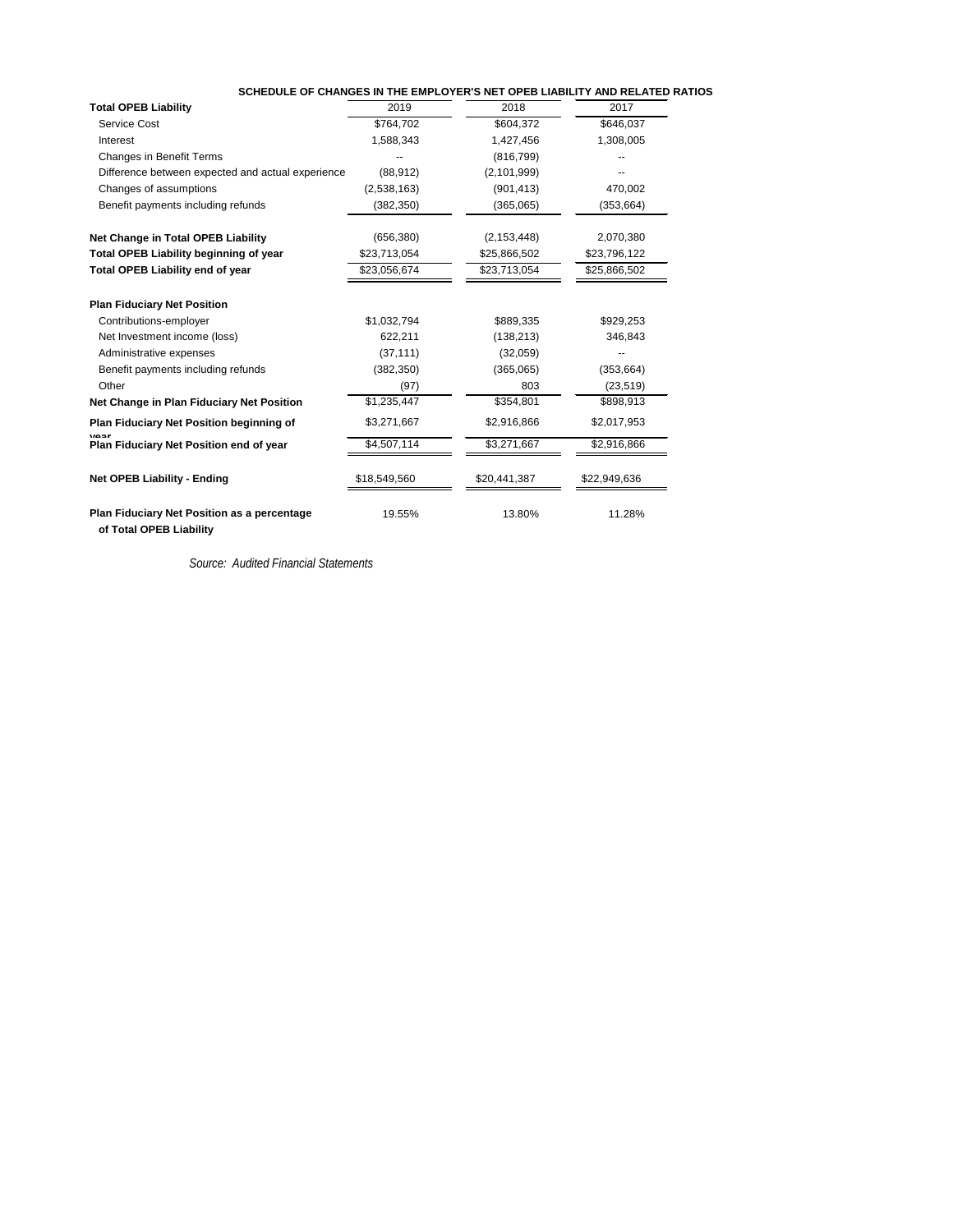**SCHEDULE OF CHANGES IN THE EMPLOYER'S NET OPEB LIABILITY AND RELATED RATIOS**

| **Total OPEB Liability** | 2019 | 2018 | 2017 |
|---|---|---|---|
| Service Cost | $764,702 | $604,372 | $646,037 |
| Interest | 1,588,343 | 1,427,456 | 1,308,005 |
| Changes in Benefit Terms | -- | (816,799) | -- |
| Difference between expected and actual experience | (88,912) | (2,101,999) | -- |
| Changes of assumptions | (2,538,163) | (901,413) | 470,002 |
| Benefit payments including refunds | (382,350) | (365,065) | (353,664) |
| **Net Change in Total OPEB Liability** | (656,380) | (2,153,448) | 2,070,380 |
| **Total OPEB Liability beginning of year** | $23,713,054 | $25,866,502 | $23,796,122 |
| **Total OPEB Liability end of year** | $23,056,674 | $23,713,054 | $25,866,502 |
| **Plan Fiduciary Net Position** | | | |
| Contributions-employer | $1,032,794 | $889,335 | $929,253 |
| Net Investment income (loss) | 622,211 | (138,213) | 346,843 |
| Administrative expenses | (37,111) | (32,059) | -- |
| Benefit payments including refunds | (382,350) | (365,065) | (353,664) |
| Other | (97) | 803 | (23,519) |
| **Net Change in Plan Fiduciary Net Position** | $1,235,447 | $354,801 | $898,913 |
| **Plan Fiduciary Net Position beginning of year** | $3,271,667 | $2,916,866 | $2,017,953 |
| **Plan Fiduciary Net Position end of year** | $4,507,114 | $3,271,667 | $2,916,866 |
| **Net OPEB Liability - Ending** | $18,549,560 | $20,441,387 | $22,949,636 |
| **Plan Fiduciary Net Position as a percentage of Total OPEB Liability** | 19.55% | 13.80% | 11.28% |

*Source: Audited Financial Statements*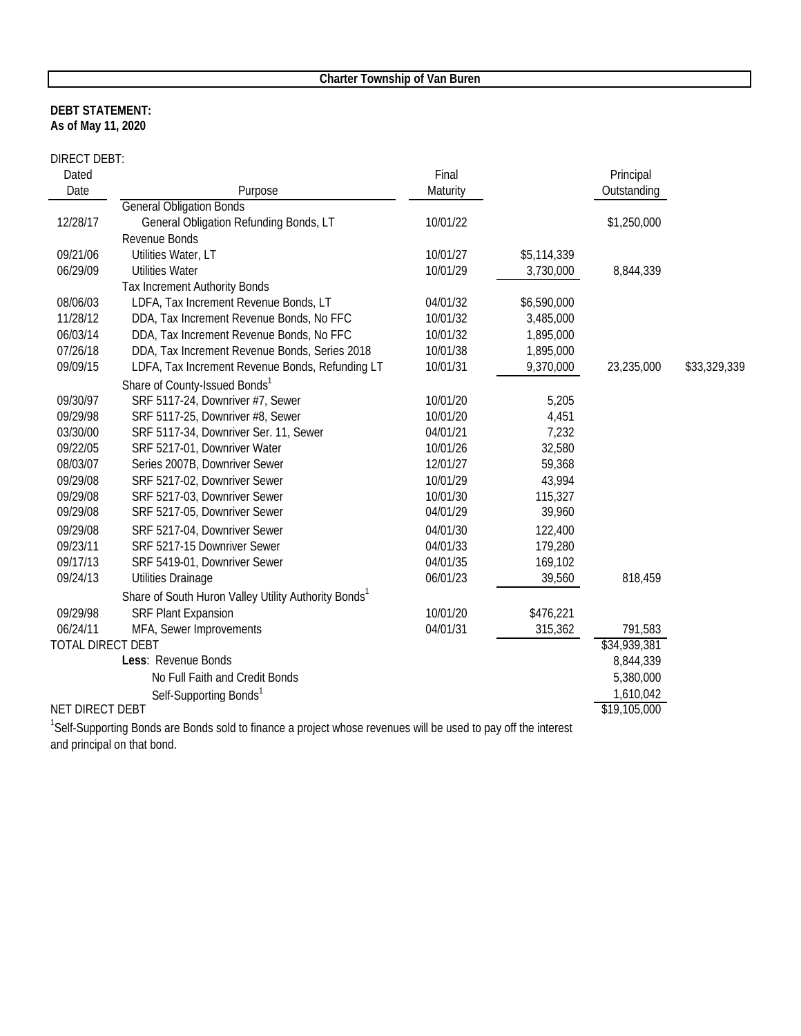## Charter Township of Van Buren

**DEBT STATEMENT:**
**As of May 11, 2020**

DIRECT DEBT:

| Dated Date | Purpose | Final Maturity | | Principal Outstanding | |
|---|---|---|---|---|---|
| | General Obligation Bonds | | | | |
| 12/28/17 | General Obligation Refunding Bonds, LT | 10/01/22 | | $1,250,000 | |
| | Revenue Bonds | | | | |
| 09/21/06 | Utilities Water, LT | 10/01/27 | $5,114,339 | | |
| 06/29/09 | Utilities Water | 10/01/29 | 3,730,000 | 8,844,339 | |
| | Tax Increment Authority Bonds | | | | |
| 08/06/03 | LDFA, Tax Increment Revenue Bonds, LT | 04/01/32 | $6,590,000 | | |
| 11/28/12 | DDA, Tax Increment Revenue Bonds, No FFC | 10/01/32 | 3,485,000 | | |
| 06/03/14 | DDA, Tax Increment Revenue Bonds, No FFC | 10/01/32 | 1,895,000 | | |
| 07/26/18 | DDA, Tax Increment Revenue Bonds, Series 2018 | 10/01/38 | 1,895,000 | | |
| 09/09/15 | LDFA, Tax Increment Revenue Bonds, Refunding LT | 10/01/31 | 9,370,000 | 23,235,000 | $33,329,339 |
| | Share of County-Issued Bonds[1] | | | | |
| 09/30/97 | SRF 5117-24, Downriver #7, Sewer | 10/01/20 | 5,205 | | |
| 09/29/98 | SRF 5117-25, Downriver #8, Sewer | 10/01/20 | 4,451 | | |
| 03/30/00 | SRF 5117-34, Downriver Ser. 11, Sewer | 04/01/21 | 7,232 | | |
| 09/22/05 | SRF 5217-01, Downriver Water | 10/01/26 | 32,580 | | |
| 08/03/07 | Series 2007B, Downriver Sewer | 12/01/27 | 59,368 | | |
| 09/29/08 | SRF 5217-02, Downriver Sewer | 10/01/29 | 43,994 | | |
| 09/29/08 | SRF 5217-03, Downriver Sewer | 10/01/30 | 115,327 | | |
| 09/29/08 | SRF 5217-05, Downriver Sewer | 04/01/29 | 39,960 | | |
| 09/29/08 | SRF 5217-04, Downriver Sewer | 04/01/30 | 122,400 | | |
| 09/23/11 | SRF 5217-15 Downriver Sewer | 04/01/33 | 179,280 | | |
| 09/17/13 | SRF 5419-01, Downriver Sewer | 04/01/35 | 169,102 | | |
| 09/24/13 | Utilities Drainage | 06/01/23 | 39,560 | 818,459 | |
| | Share of South Huron Valley Utility Authority Bonds[1] | | | | |
| 09/29/98 | SRF Plant Expansion | 10/01/20 | $476,221 | | |
| 06/24/11 | MFA, Sewer Improvements | 04/01/31 | 315,362 | 791,583 | |
| TOTAL DIRECT DEBT | | | | $34,939,381 | |
| | **Less**: Revenue Bonds | | | 8,844,339 | |
| | No Full Faith and Credit Bonds | | | 5,380,000 | |
| | Self-Supporting Bonds[1] | | | 1,610,042 | |
| NET DIRECT DEBT | | | | $19,105,000 | |

[1]Self-Supporting Bonds are Bonds sold to finance a project whose revenues will be used to pay off the interest and principal on that bond.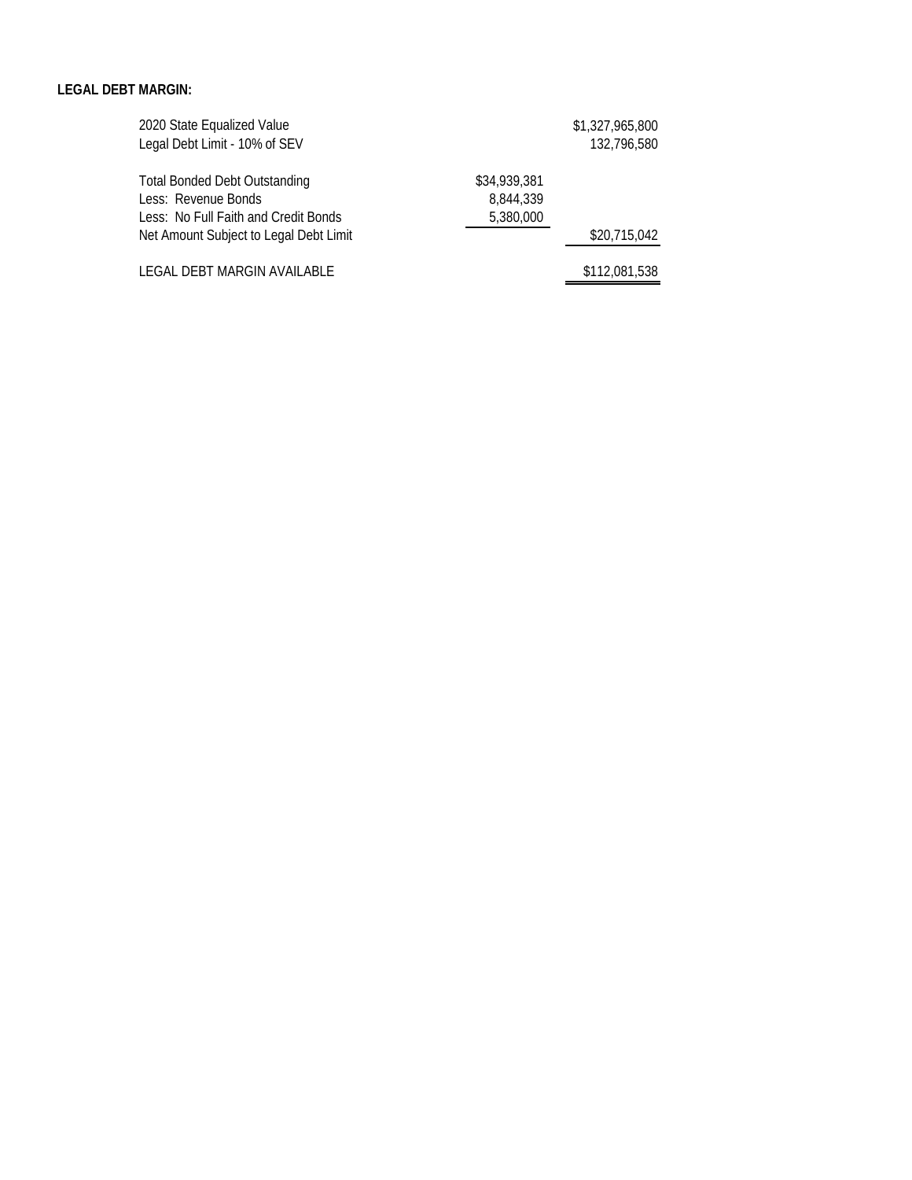**LEGAL DEBT MARGIN:**

| | | |
|---|---|---|
| 2020 State Equalized Value | | $1,327,965,800 |
| Legal Debt Limit - 10% of SEV | | 132,796,580 |
| | | |
| Total Bonded Debt Outstanding | $34,939,381 | |
| Less: Revenue Bonds | 8,844,339 | |
| Less: No Full Faith and Credit Bonds | 5,380,000 | |
| Net Amount Subject to Legal Debt Limit | | $20,715,042 |
| | | |
| LEGAL DEBT MARGIN AVAILABLE | | $112,081,538 |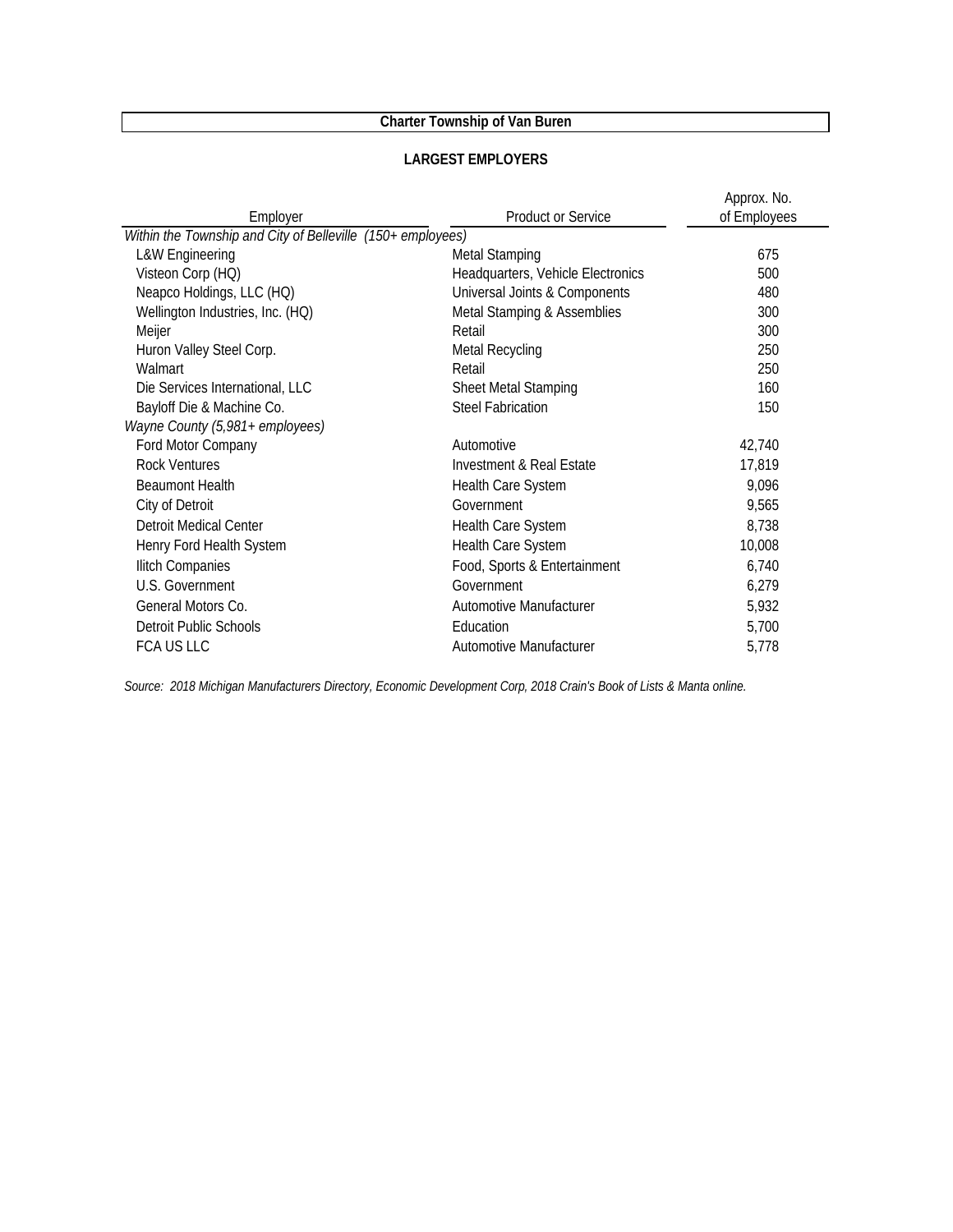**Charter Township of Van Buren**

**LARGEST EMPLOYERS**

| Employer | Product or Service | Approx. No. of Employees |
|---|---|---|
| *Within the Township and City of Belleville (150+ employees)* | | |
| L&W Engineering | Metal Stamping | 675 |
| Visteon Corp (HQ) | Headquarters, Vehicle Electronics | 500 |
| Neapco Holdings, LLC (HQ) | Universal Joints & Components | 480 |
| Wellington Industries, Inc. (HQ) | Metal Stamping & Assemblies | 300 |
| Meijer | Retail | 300 |
| Huron Valley Steel Corp. | Metal Recycling | 250 |
| Walmart | Retail | 250 |
| Die Services International, LLC | Sheet Metal Stamping | 160 |
| Bayloff Die & Machine Co. | Steel Fabrication | 150 |
| *Wayne County (5,981+ employees)* | | |
| Ford Motor Company | Automotive | 42,740 |
| Rock Ventures | Investment & Real Estate | 17,819 |
| Beaumont Health | Health Care System | 9,096 |
| City of Detroit | Government | 9,565 |
| Detroit Medical Center | Health Care System | 8,738 |
| Henry Ford Health System | Health Care System | 10,008 |
| Ilitch Companies | Food, Sports & Entertainment | 6,740 |
| U.S. Government | Government | 6,279 |
| General Motors Co. | Automotive Manufacturer | 5,932 |
| Detroit Public Schools | Education | 5,700 |
| FCA US LLC | Automotive Manufacturer | 5,778 |

*Source: 2018 Michigan Manufacturers Directory, Economic Development Corp, 2018 Crain's Book of Lists & Manta online.*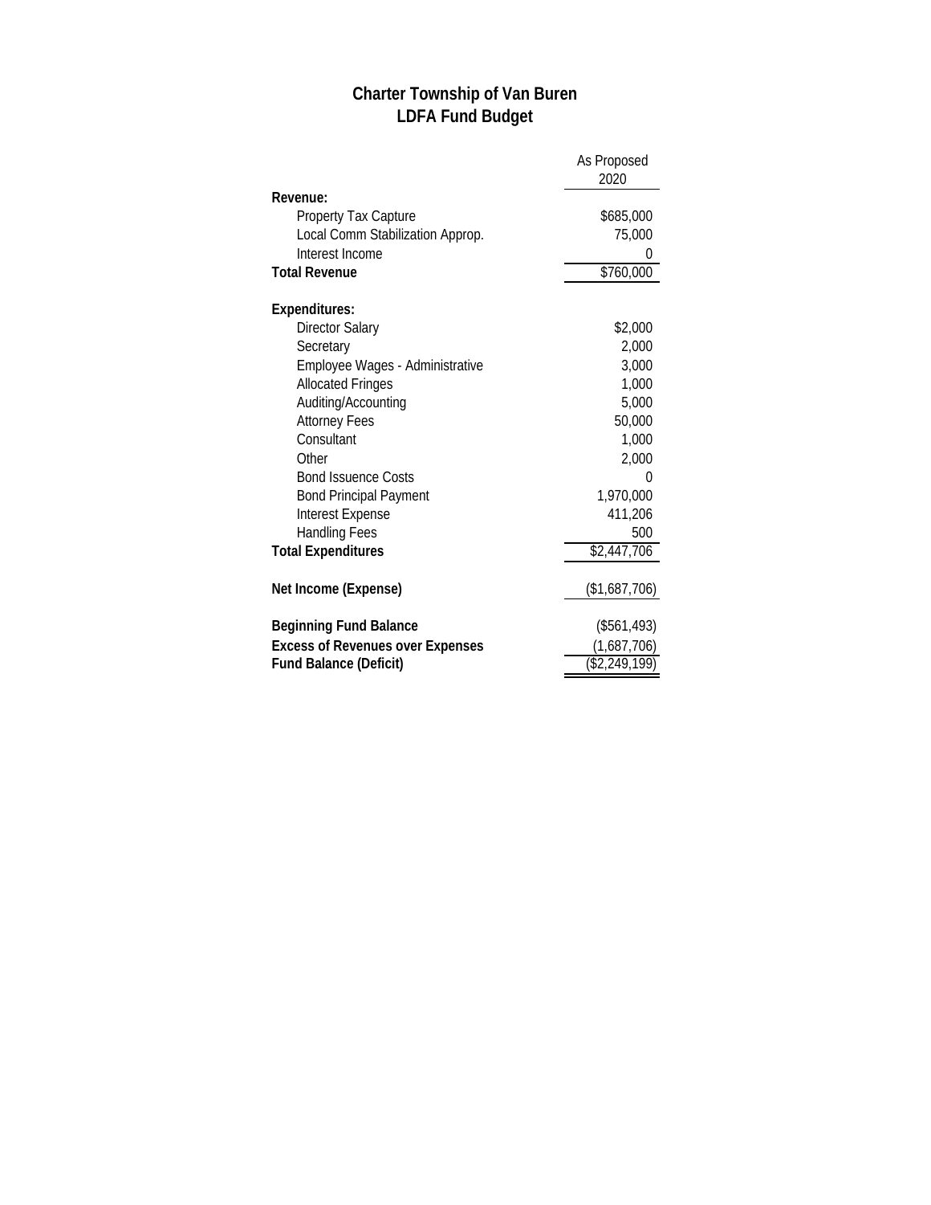# Charter Township of Van Buren
## LDFA Fund Budget

| | As Proposed 2020 |
|---|---|
| **Revenue:** | |
| Property Tax Capture | $685,000 |
| Local Comm Stabilization Approp. | 75,000 |
| Interest Income | 0 |
| **Total Revenue** | $760,000 |
| | |
| **Expenditures:** | |
| Director Salary | $2,000 |
| Secretary | 2,000 |
| Employee Wages - Administrative | 3,000 |
| Allocated Fringes | 1,000 |
| Auditing/Accounting | 5,000 |
| Attorney Fees | 50,000 |
| Consultant | 1,000 |
| Other | 2,000 |
| Bond Issuence Costs | 0 |
| Bond Principal Payment | 1,970,000 |
| Interest Expense | 411,206 |
| Handling Fees | 500 |
| **Total Expenditures** | $2,447,706 |
| | |
| **Net Income (Expense)** | ($1,687,706) |
| | |
| **Beginning Fund Balance** | ($561,493) |
| **Excess of Revenues over Expenses** | (1,687,706) |
| **Fund Balance (Deficit)** | ($2,249,199) |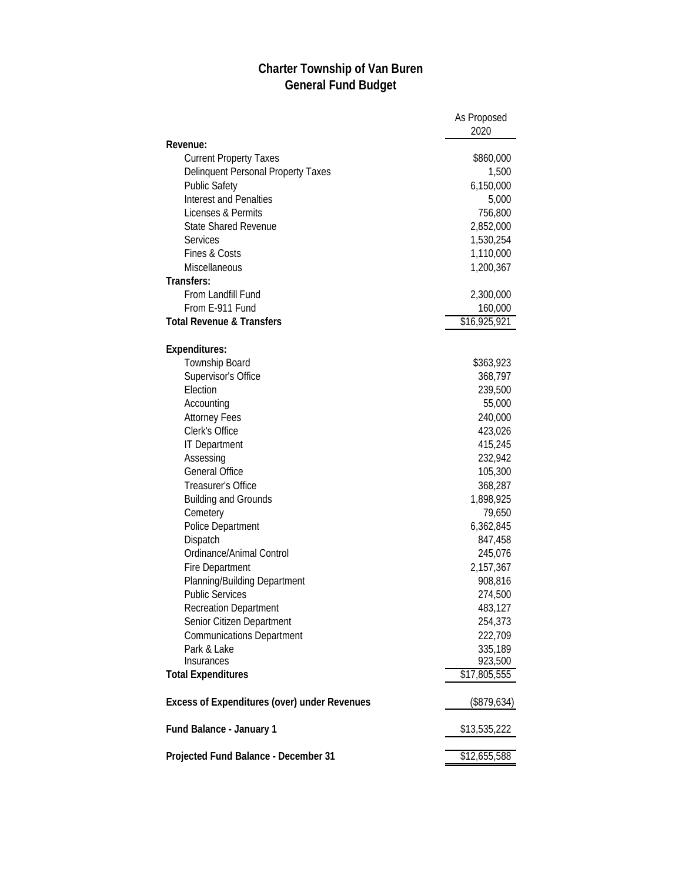# Charter Township of Van Buren
## General Fund Budget

| | As Proposed 2020 |
|---|---|
| **Revenue:** | |
| Current Property Taxes | $860,000 |
| Delinquent Personal Property Taxes | 1,500 |
| Public Safety | 6,150,000 |
| Interest and Penalties | 5,000 |
| Licenses & Permits | 756,800 |
| State Shared Revenue | 2,852,000 |
| Services | 1,530,254 |
| Fines & Costs | 1,110,000 |
| Miscellaneous | 1,200,367 |
| **Transfers:** | |
| From Landfill Fund | 2,300,000 |
| From E-911 Fund | 160,000 |
| **Total Revenue & Transfers** | $16,925,921 |
| | |
| **Expenditures:** | |
| Township Board | $363,923 |
| Supervisor's Office | 368,797 |
| Election | 239,500 |
| Accounting | 55,000 |
| Attorney Fees | 240,000 |
| Clerk's Office | 423,026 |
| IT Department | 415,245 |
| Assessing | 232,942 |
| General Office | 105,300 |
| Treasurer's Office | 368,287 |
| Building and Grounds | 1,898,925 |
| Cemetery | 79,650 |
| Police Department | 6,362,845 |
| Dispatch | 847,458 |
| Ordinance/Animal Control | 245,076 |
| Fire Department | 2,157,367 |
| Planning/Building Department | 908,816 |
| Public Services | 274,500 |
| Recreation Department | 483,127 |
| Senior Citizen Department | 254,373 |
| Communications Department | 222,709 |
| Park & Lake | 335,189 |
| Insurances | 923,500 |
| **Total Expenditures** | $17,805,555 |
| | |
| **Excess of Expenditures (over) under Revenues** | ($879,634) |
| | |
| **Fund Balance - January 1** | $13,535,222 |
| | |
| **Projected Fund Balance - December 31** | $12,655,588 |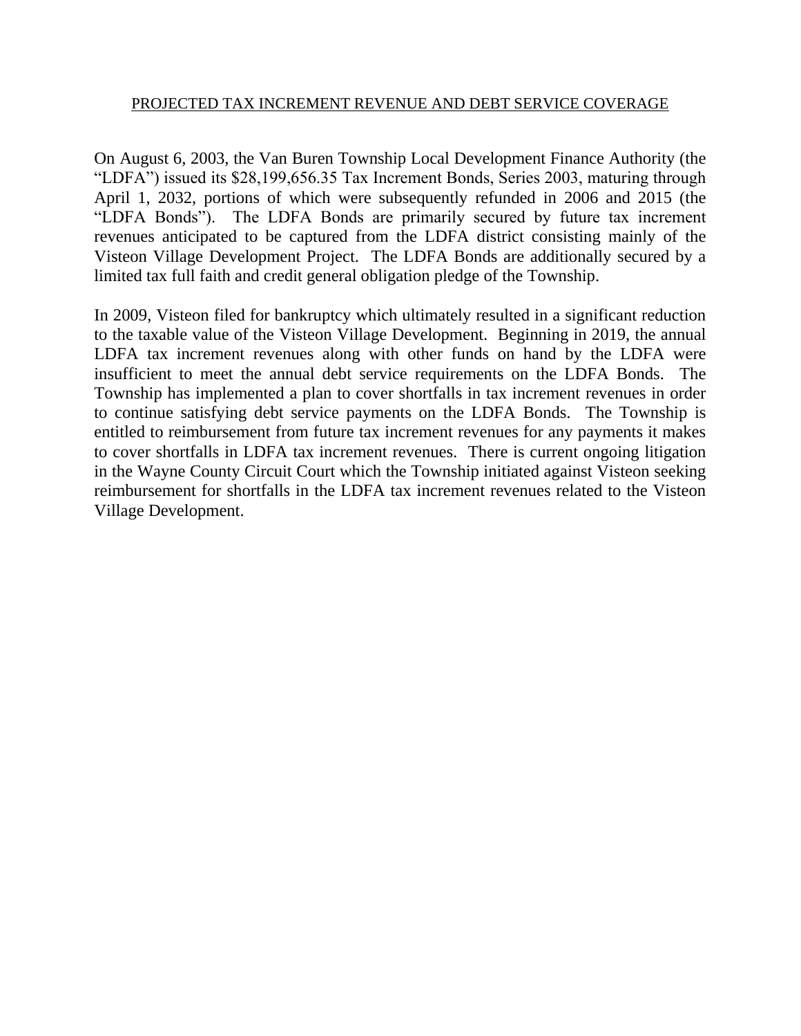## PROJECTED TAX INCREMENT REVENUE AND DEBT SERVICE COVERAGE

On August 6, 2003, the Van Buren Township Local Development Finance Authority (the "LDFA") issued its $28,199,656.35 Tax Increment Bonds, Series 2003, maturing through April 1, 2032, portions of which were subsequently refunded in 2006 and 2015 (the "LDFA Bonds"). The LDFA Bonds are primarily secured by future tax increment revenues anticipated to be captured from the LDFA district consisting mainly of the Visteon Village Development Project. The LDFA Bonds are additionally secured by a limited tax full faith and credit general obligation pledge of the Township.

In 2009, Visteon filed for bankruptcy which ultimately resulted in a significant reduction to the taxable value of the Visteon Village Development. Beginning in 2019, the annual LDFA tax increment revenues along with other funds on hand by the LDFA were insufficient to meet the annual debt service requirements on the LDFA Bonds. The Township has implemented a plan to cover shortfalls in tax increment revenues in order to continue satisfying debt service payments on the LDFA Bonds. The Township is entitled to reimbursement from future tax increment revenues for any payments it makes to cover shortfalls in LDFA tax increment revenues. There is current ongoing litigation in the Wayne County Circuit Court which the Township initiated against Visteon seeking reimbursement for shortfalls in the LDFA tax increment revenues related to the Visteon Village Development.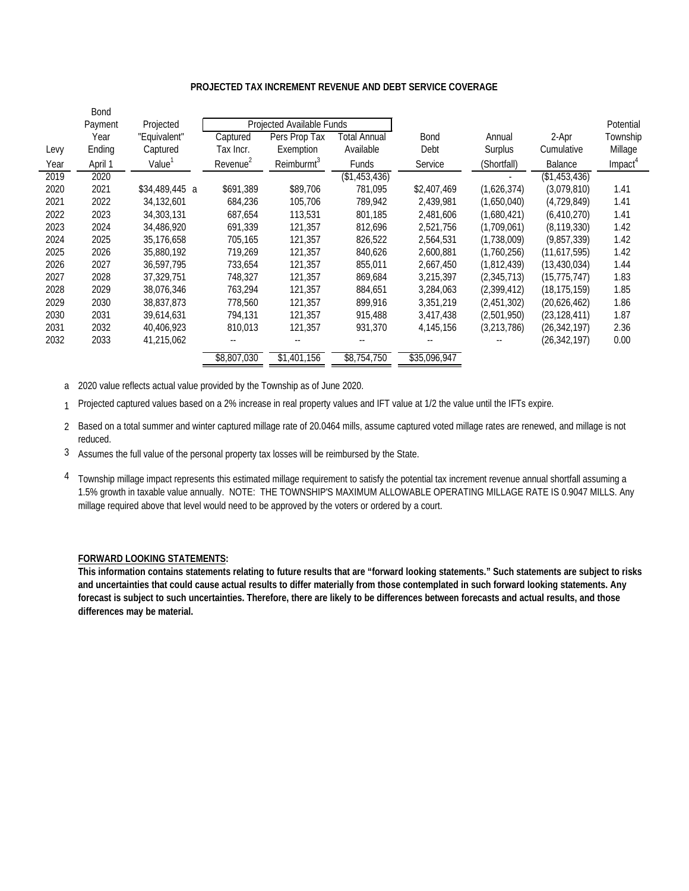**PROJECTED TAX INCREMENT REVENUE AND DEBT SERVICE COVERAGE**

| Levy Year | Bond Payment Year Ending April 1 | Projected "Equivalent" Captured Value[1] | Projected Available Funds: Captured Tax Incr. Revenue[2] | Pers Prop Tax Exemption Reimburmt[3] | Total Annual Available Funds | Bond Debt Service | Annual Surplus (Shortfall) | 2-Apr Cumulative Balance | Potential Township Millage Impact[4] |
|---|---|---|---|---|---|---|---|---|---|
| 2019 | 2020 | | | | ($1,453,436) | | - | ($1,453,436) | |
| 2020 | 2021 | $34,489,445 a | $691,389 | $89,706 | 781,095 | $2,407,469 | (1,626,374) | (3,079,810) | 1.41 |
| 2021 | 2022 | 34,132,601 | 684,236 | 105,706 | 789,942 | 2,439,981 | (1,650,040) | (4,729,849) | 1.41 |
| 2022 | 2023 | 34,303,131 | 687,654 | 113,531 | 801,185 | 2,481,606 | (1,680,421) | (6,410,270) | 1.41 |
| 2023 | 2024 | 34,486,920 | 691,339 | 121,357 | 812,696 | 2,521,756 | (1,709,061) | (8,119,330) | 1.42 |
| 2024 | 2025 | 35,176,658 | 705,165 | 121,357 | 826,522 | 2,564,531 | (1,738,009) | (9,857,339) | 1.42 |
| 2025 | 2026 | 35,880,192 | 719,269 | 121,357 | 840,626 | 2,600,881 | (1,760,256) | (11,617,595) | 1.42 |
| 2026 | 2027 | 36,597,795 | 733,654 | 121,357 | 855,011 | 2,667,450 | (1,812,439) | (13,430,034) | 1.44 |
| 2027 | 2028 | 37,329,751 | 748,327 | 121,357 | 869,684 | 3,215,397 | (2,345,713) | (15,775,747) | 1.83 |
| 2028 | 2029 | 38,076,346 | 763,294 | 121,357 | 884,651 | 3,284,063 | (2,399,412) | (18,175,159) | 1.85 |
| 2029 | 2030 | 38,837,873 | 778,560 | 121,357 | 899,916 | 3,351,219 | (2,451,302) | (20,626,462) | 1.86 |
| 2030 | 2031 | 39,614,631 | 794,131 | 121,357 | 915,488 | 3,417,438 | (2,501,950) | (23,128,411) | 1.87 |
| 2031 | 2032 | 40,406,923 | 810,013 | 121,357 | 931,370 | 4,145,156 | (3,213,786) | (26,342,197) | 2.36 |
| 2032 | 2033 | 41,215,062 | -- | -- | -- | -- | -- | (26,342,197) | 0.00 |
| | | | $8,807,030 | $1,401,156 | $8,754,750 | $35,096,947 | | | |

a 2020 value reflects actual value provided by the Township as of June 2020.

1 Projected captured values based on a 2% increase in real property values and IFT value at 1/2 the value until the IFTs expire.

2 Based on a total summer and winter captured millage rate of 20.0464 mills, assume captured voted millage rates are renewed, and millage is not reduced.

3 Assumes the full value of the personal property tax losses will be reimbursed by the State.

4 Township millage impact represents this estimated millage requirement to satisfy the potential tax increment revenue annual shortfall assuming a 1.5% growth in taxable value annually. NOTE: THE TOWNSHIP'S MAXIMUM ALLOWABLE OPERATING MILLAGE RATE IS 0.9047 MILLS. Any millage required above that level would need to be approved by the voters or ordered by a court.

**FORWARD LOOKING STATEMENTS:**

**This information contains statements relating to future results that are "forward looking statements." Such statements are subject to risks and uncertainties that could cause actual results to differ materially from those contemplated in such forward looking statements. Any forecast is subject to such uncertainties. Therefore, there are likely to be differences between forecasts and actual results, and those differences may be material.**